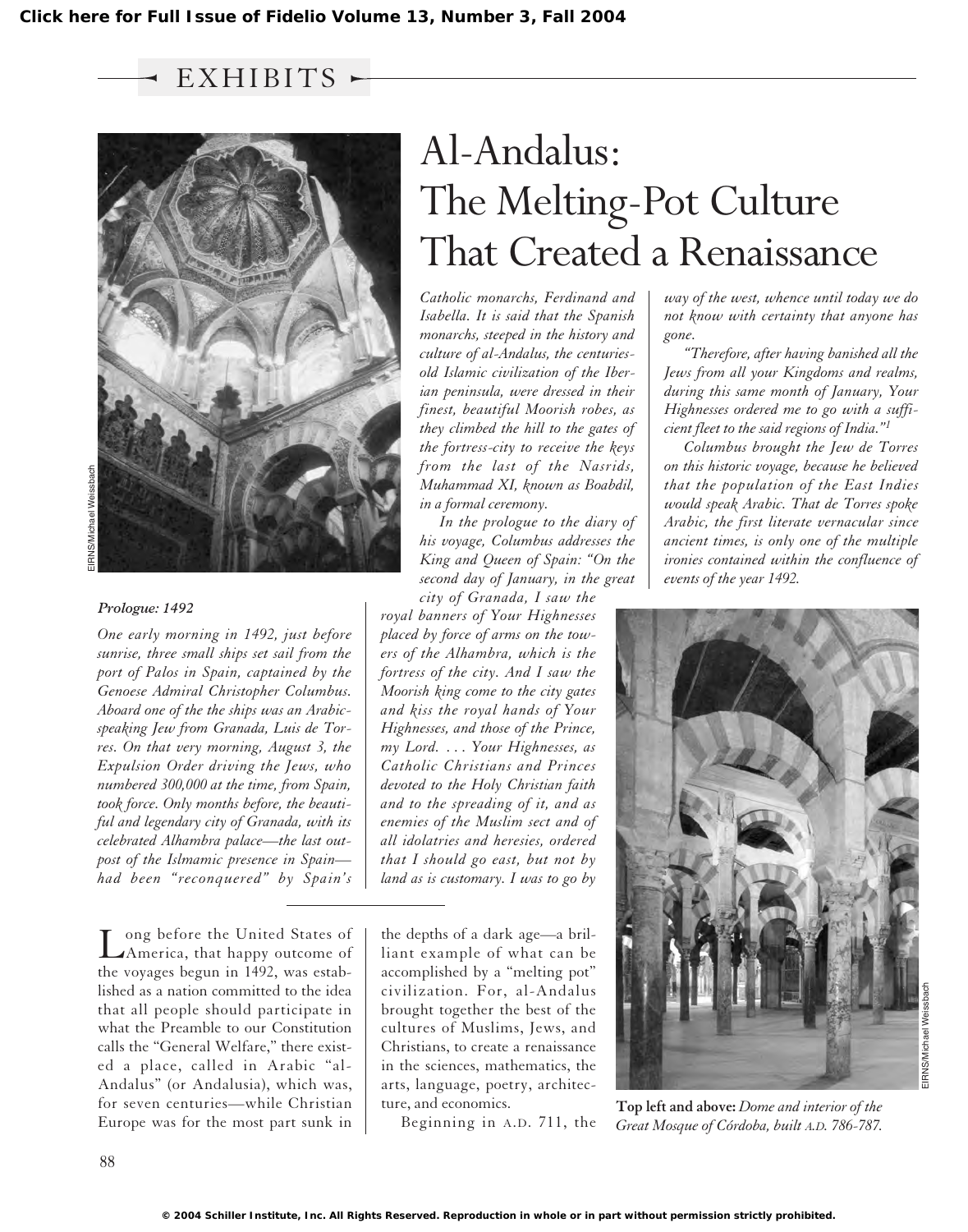# Al-Andalus: The Melting-Pot Culture That Created a Renaissance

### Prologue: 1492

*One early morning in 1492, just before sunrise, three small ships set sail from the port of Palos in Spain, captained by the Genoese Admiral Christopher Columbus. Aboard one of the the ships was an Arabic-speaking Jew from Granada, Luis de Torres. On that very morning, August 3, the Expulsion Order driving the Jews, who numbered 300,000 at the time, from Spain, took force. Only months before, the beautiful and legendary city of Granada, with its celebrated Alhambra palace—the last outpost of the Islmamic presence in Spain—had been "reconquered" by Spain's Catholic monarchs, Ferdinand and Isabella. It is said that the Spanish monarchs, steeped in the history and culture of al-Andalus, the centuries-old Islamic civilization of the Iberian peninsula, were dressed in their finest, beautiful Moorish robes, as they climbed the hill to the gates of the fortress-city to receive the keys from the last of the Nasrids, Muhammad XI, known as Boabdil, in a formal ceremony.*

*In the prologue to the diary of his voyage, Columbus addresses the King and Queen of Spain: "On the second day of January, in the great city of Granada, I saw the royal banners of Your Highnesses placed by force of arms on the towers of the Alhambra, which is the fortress of the city. And I saw the Moorish king come to the city gates and kiss the royal hands of Your Highnesses, and those of the Prince, my Lord. . . . Your Highnesses, as Catholic Christians and Princes devoted to the Holy Christian faith and to the spreading of it, and as enemies of the Muslim sect and of all idolatries and heresies, ordered that I should go east, but not by land as is customary. I was to go by way of the west, whence until today we do not know with certainty that anyone has gone.*

*"Therefore, after having banished all the Jews from all your Kingdoms and realms, during this same month of January, Your Highnesses ordered me to go with a sufficient fleet to the said regions of India."[1]*

*Columbus brought the Jew de Torres on this historic voyage, because he believed that the population of the East Indies would speak Arabic. That de Torres spoke Arabic, the first literate vernacular since ancient times, is only one of the multiple ironies contained within the confluence of events of the year 1492.*

---

Long before the United States of America, that happy outcome of the voyages begun in 1492, was established as a nation committed to the idea that all people should participate in what the Preamble to our Constitution calls the "General Welfare," there existed a place, called in Arabic "al-Andalus" (or Andalusia), which was, for seven centuries—while Christian Europe was for the most part sunk in the depths of a dark age—a brilliant example of what can be accomplished by a "melting pot" civilization. For, al-Andalus brought together the best of the cultures of Muslims, Jews, and Christians, to create a renaissance in the sciences, mathematics, the arts, language, poetry, architecture, and economics.

Beginning in A.D. 711, the

**Top left and above:** *Dome and interior of the Great Mosque of Córdoba, built A.D. 786-787.*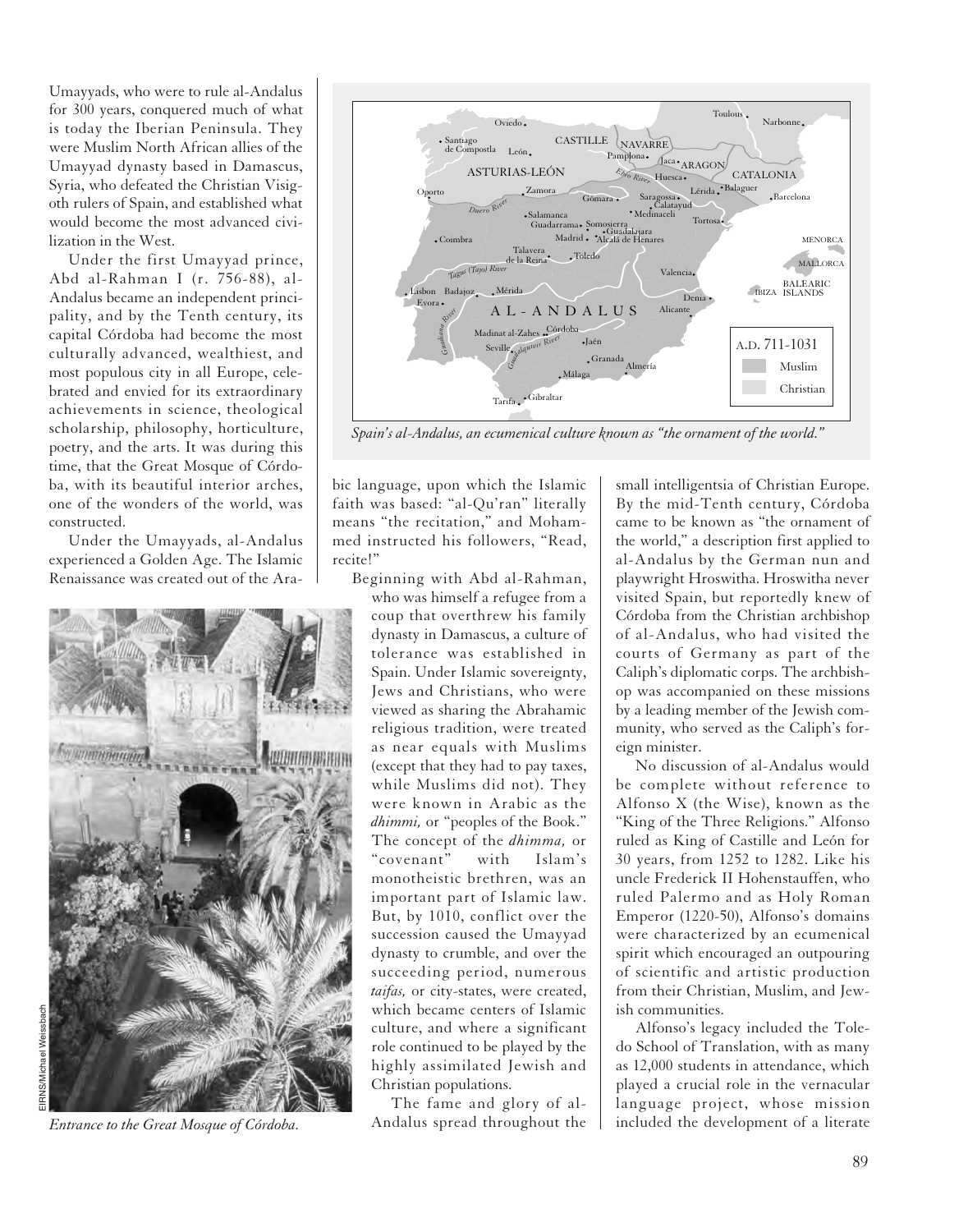Umayyads, who were to rule al-Andalus for 300 years, conquered much of what is today the Iberian Peninsula. They were Muslim North African allies of the Umayyad dynasty based in Damascus, Syria, who defeated the Christian Visigoth rulers of Spain, and established what would become the most advanced civilization in the West.

Under the first Umayyad prince, Abd al-Rahman I (r. 756-88), al-Andalus became an independent principality, and by the Tenth century, its capital Córdoba had become the most culturally advanced, wealthiest, and most populous city in all Europe, celebrated and envied for its extraordinary achievements in science, theological scholarship, philosophy, horticulture, poetry, and the arts. It was during this time, that the Great Mosque of Córdoba, with its beautiful interior arches, one of the wonders of the world, was constructed.

Under the Umayyads, al-Andalus experienced a Golden Age. The Islamic Renaissance was created out of the Arabic language, upon which the Islamic faith was based: "al-Qu'ran" literally means "the recitation," and Mohammed instructed his followers, "Read, recite!"

*Spain's al-Andalus, an ecumenical culture known as "the ornament of the world."*

*Entrance to the Great Mosque of Córdoba.*

Beginning with Abd al-Rahman, who was himself a refugee from a coup that overthrew his family dynasty in Damascus, a culture of tolerance was established in Spain. Under Islamic sovereignty, Jews and Christians, who were viewed as sharing the Abrahamic religious tradition, were treated as near equals with Muslims (except that they had to pay taxes, while Muslims did not). They were known in Arabic as the *dhimmi,* or "peoples of the Book." The concept of the *dhimma,* or "covenant" with Islam's monotheistic brethren, was an important part of Islamic law. But, by 1010, conflict over the succession caused the Umayyad dynasty to crumble, and over the succeeding period, numerous *taifas,* or city-states, were created, which became centers of Islamic culture, and where a significant role continued to be played by the highly assimilated Jewish and Christian populations.

The fame and glory of al-Andalus spread throughout the small intelligentsia of Christian Europe. By the mid-Tenth century, Córdoba came to be known as "the ornament of the world," a description first applied to al-Andalus by the German nun and playwright Hroswitha. Hroswitha never visited Spain, but reportedly knew of Córdoba from the Christian archbishop of al-Andalus, who had visited the courts of Germany as part of the Caliph's diplomatic corps. The archbishop was accompanied on these missions by a leading member of the Jewish community, who served as the Caliph's foreign minister.

No discussion of al-Andalus would be complete without reference to Alfonso X (the Wise), known as the "King of the Three Religions." Alfonso ruled as King of Castille and León for 30 years, from 1252 to 1282. Like his uncle Frederick II Hohenstauffen, who ruled Palermo and as Holy Roman Emperor (1220-50), Alfonso's domains were characterized by an ecumenical spirit which encouraged an outpouring of scientific and artistic production from their Christian, Muslim, and Jewish communities.

Alfonso's legacy included the Toledo School of Translation, with as many as 12,000 students in attendance, which played a crucial role in the vernacular language project, whose mission included the development of a literate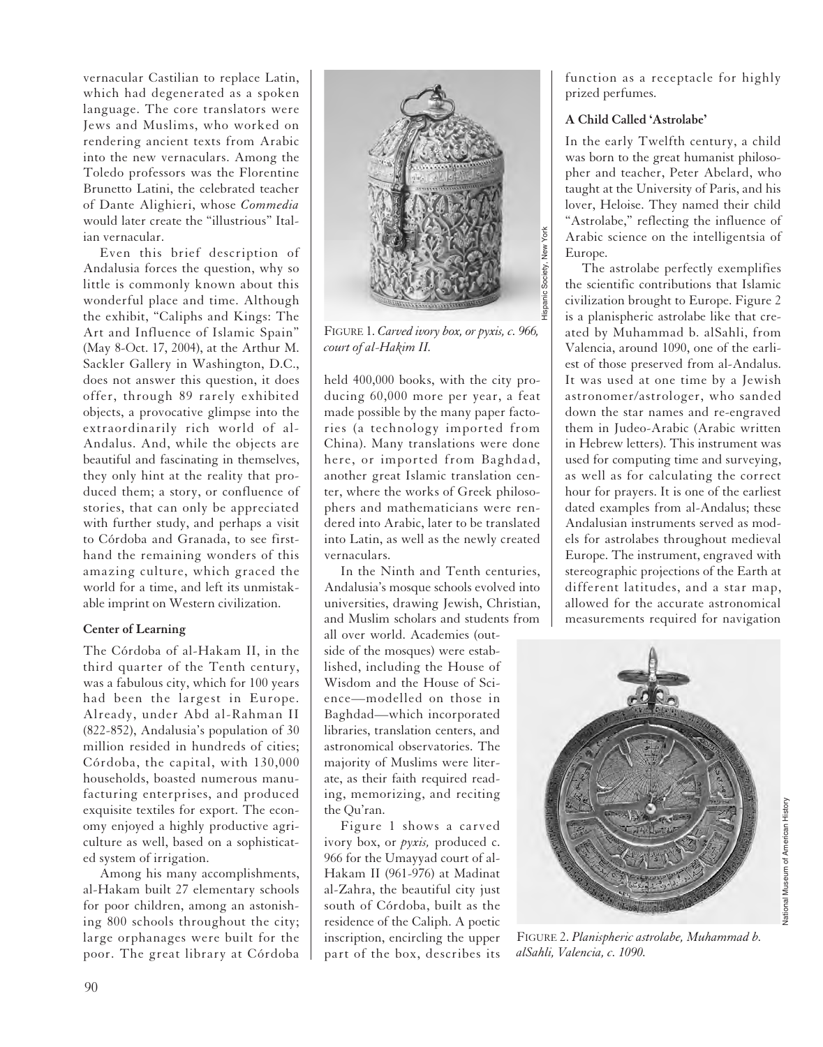vernacular Castilian to replace Latin, which had degenerated as a spoken language. The core translators were Jews and Muslims, who worked on rendering ancient texts from Arabic into the new vernaculars. Among the Toledo professors was the Florentine Brunetto Latini, the celebrated teacher of Dante Alighieri, whose *Commedia* would later create the "illustrious" Italian vernacular.

Even this brief description of Andalusia forces the question, why so little is commonly known about this wonderful place and time. Although the exhibit, "Caliphs and Kings: The Art and Influence of Islamic Spain" (May 8-Oct. 17, 2004), at the Arthur M. Sackler Gallery in Washington, D.C., does not answer this question, it does offer, through 89 rarely exhibited objects, a provocative glimpse into the extraordinarily rich world of al-Andalus. And, while the objects are beautiful and fascinating in themselves, they only hint at the reality that produced them; a story, or confluence of stories, that can only be appreciated with further study, and perhaps a visit to Córdoba and Granada, to see first-hand the remaining wonders of this amazing culture, which graced the world for a time, and left its unmistakable imprint on Western civilization.

**Center of Learning**

The Córdoba of al-Hakam II, in the third quarter of the Tenth century, was a fabulous city, which for 100 years had been the largest in Europe. Already, under Abd al-Rahman II (822-852), Andalusia's population of 30 million resided in hundreds of cities; Córdoba, the capital, with 130,000 households, boasted numerous manufacturing enterprises, and produced exquisite textiles for export. The economy enjoyed a highly productive agriculture as well, based on a sophisticated system of irrigation.

Among his many accomplishments, al-Hakam built 27 elementary schools for poor children, among an astonishing 800 schools throughout the city; large orphanages were built for the poor. The great library at Córdoba held 400,000 books, with the city producing 60,000 more per year, a feat made possible by the many paper factories (a technology imported from China). Many translations were done here, or imported from Baghdad, another great Islamic translation center, where the works of Greek philosophers and mathematicians were rendered into Arabic, later to be translated into Latin, as well as the newly created vernaculars.

In the Ninth and Tenth centuries, Andalusia's mosque schools evolved into universities, drawing Jewish, Christian, and Muslim scholars and students from all over world. Academies (outside of the mosques) were established, including the House of Wisdom and the House of Science—modelled on those in Baghdad—which incorporated libraries, translation centers, and astronomical observatories. The majority of Muslims were literate, as their faith required reading, memorizing, and reciting the Qu'ran.

Figure 1 shows a carved ivory box, or *pyxis,* produced c. 966 for the Umayyad court of al-Hakam II (961-976) at Madinat al-Zahra, the beautiful city just south of Córdoba, built as the residence of the Caliph. A poetic inscription, encircling the upper part of the box, describes its function as a receptacle for highly prized perfumes.

FIGURE 1. *Carved ivory box, or pyxis, c. 966, court of al-Hakim II.*

**A Child Called 'Astrolabe'**

In the early Twelfth century, a child was born to the great humanist philosopher and teacher, Peter Abelard, who taught at the University of Paris, and his lover, Heloise. They named their child "Astrolabe," reflecting the influence of Arabic science on the intelligentsia of Europe.

The astrolabe perfectly exemplifies the scientific contributions that Islamic civilization brought to Europe. Figure 2 is a planispheric astrolabe like that created by Muhammad b. alSahli, from Valencia, around 1090, one of the earliest of those preserved from al-Andalus. It was used at one time by a Jewish astronomer/astrologer, who sanded down the star names and re-engraved them in Judeo-Arabic (Arabic written in Hebrew letters). This instrument was used for computing time and surveying, as well as for calculating the correct hour for prayers. It is one of the earliest dated examples from al-Andalus; these Andalusian instruments served as models for astrolabes throughout medieval Europe. The instrument, engraved with stereographic projections of the Earth at different latitudes, and a star map, allowed for the accurate astronomical measurements required for navigation

FIGURE 2. *Planispheric astrolabe, Muhammad b. alSahli, Valencia, c. 1090.*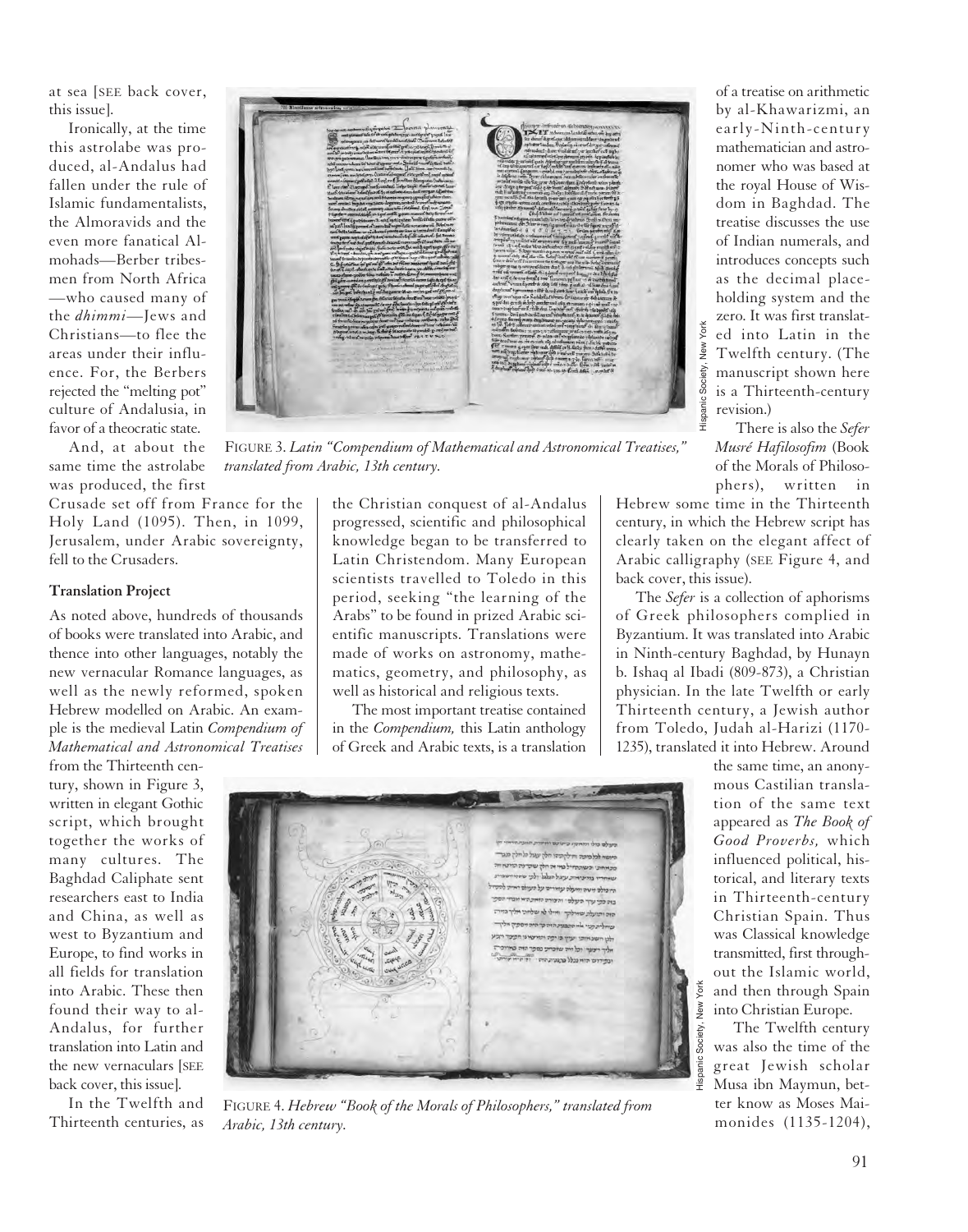at sea [SEE back cover, this issue].

Ironically, at the time this astrolabe was produced, al-Andalus had fallen under the rule of Islamic fundamentalists, the Almoravids and the even more fanatical Almohads—Berber tribesmen from North Africa—who caused many of the *dhimmi*—Jews and Christians—to flee the areas under their influence. For, the Berbers rejected the "melting pot" culture of Andalusia, in favor of a theocratic state.

And, at about the same time the astrolabe was produced, the first Crusade set off from France for the Holy Land (1095). Then, in 1099, Jerusalem, under Arabic sovereignty, fell to the Crusaders.

FIGURE 3. *Latin "Compendium of Mathematical and Astronomical Treatises," translated from Arabic, 13th century.*

Hispanic Society, New York

### Translation Project

As noted above, hundreds of thousands of books were translated into Arabic, and thence into other languages, notably the new vernacular Romance languages, as well as the newly reformed, spoken Hebrew modelled on Arabic. An example is the medieval Latin *Compendium of Mathematical and Astronomical Treatises* from the Thirteenth century, shown in Figure 3, written in elegant Gothic script, which brought together the works of many cultures. The Baghdad Caliphate sent researchers east to India and China, as well as west to Byzantium and Europe, to find works in all fields for translation into Arabic. These then found their way to al-Andalus, for further translation into Latin and the new vernaculars [SEE back cover, this issue].

In the Twelfth and Thirteenth centuries, as the Christian conquest of al-Andalus progressed, scientific and philosophical knowledge began to be transferred to Latin Christendom. Many European scientists travelled to Toledo in this period, seeking "the learning of the Arabs" to be found in prized Arabic scientific manuscripts. Translations were made of works on astronomy, mathematics, geometry, and philosophy, as well as historical and religious texts.

The most important treatise contained in the *Compendium,* this Latin anthology of Greek and Arabic texts, is a translation of a treatise on arithmetic by al-Khawarizmi, an early-Ninth-century mathematician and astronomer who was based at the royal House of Wisdom in Baghdad. The treatise discusses the use of Indian numerals, and introduces concepts such as the decimal place-holding system and the zero. It was first translated into Latin in the Twelfth century. (The manuscript shown here is a Thirteenth-century revision.)

There is also the *Sefer Musré Hafilosofim* (Book of the Morals of Philosophers), written in Hebrew some time in the Thirteenth century, in which the Hebrew script has clearly taken on the elegant affect of Arabic calligraphy (SEE Figure 4, and back cover, this issue).

The *Sefer* is a collection of aphorisms of Greek philosophers complied in Byzantium. It was translated into Arabic in Ninth-century Baghdad, by Hunayn b. Ishaq al Ibadi (809-873), a Christian physician. In the late Twelfth or early Thirteenth century, a Jewish author from Toledo, Judah al-Harizi (1170-1235), translated it into Hebrew. Around the same time, an anonymous Castilian translation of the same text appeared as *The Book of Good Proverbs,* which influenced political, historical, and literary texts in Thirteenth-century Christian Spain. Thus was Classical knowledge transmitted, first throughout the Islamic world, and then through Spain into Christian Europe.

FIGURE 4. *Hebrew "Book of the Morals of Philosophers," translated from Arabic, 13th century.*

Hispanic Society, New York

The Twelfth century was also the time of the great Jewish scholar Musa ibn Maymun, better know as Moses Maimonides (1135-1204),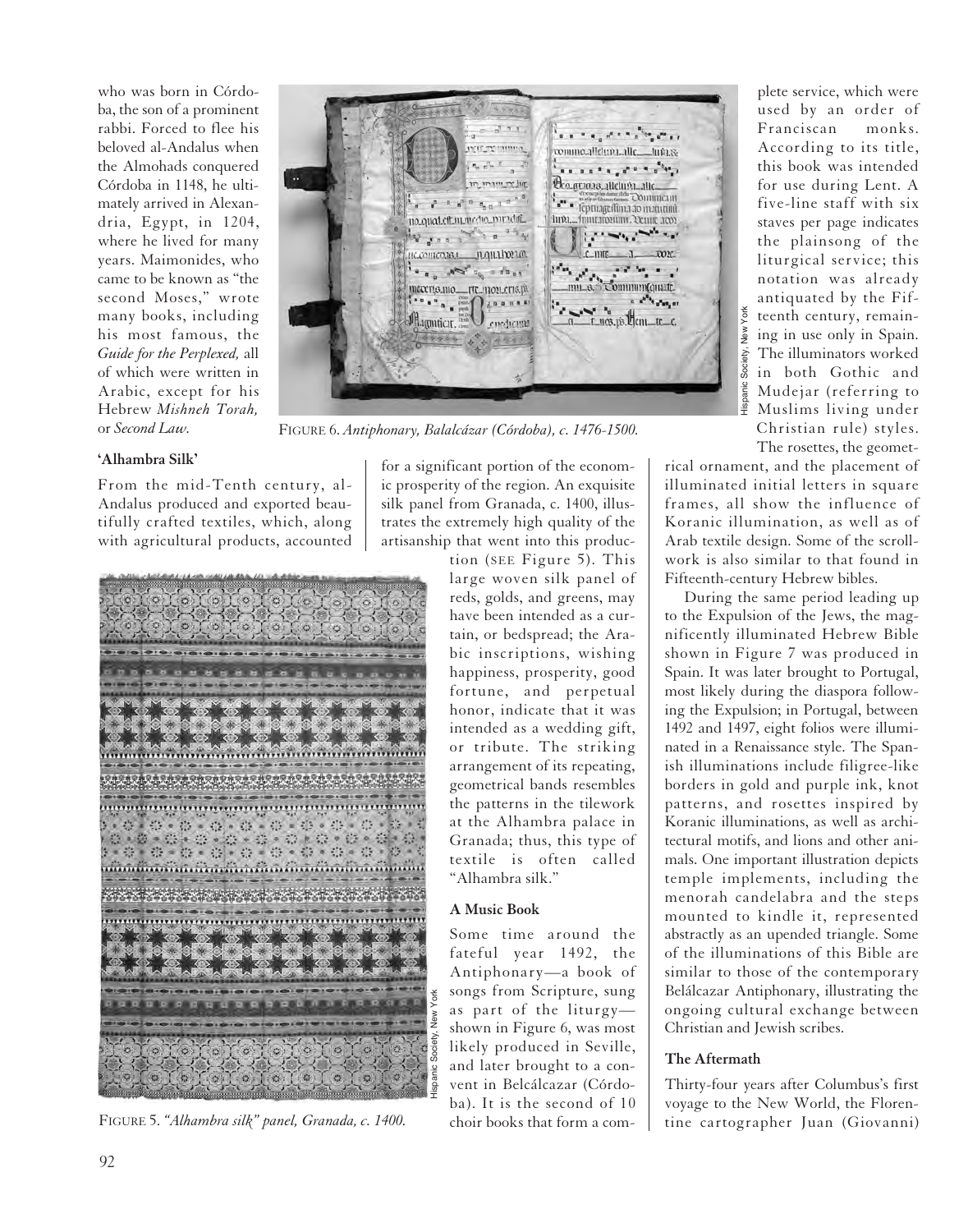who was born in Córdoba, the son of a prominent rabbi. Forced to flee his beloved al-Andalus when the Almohads conquered Córdoba in 1148, he ultimately arrived in Alexandria, Egypt, in 1204, where he lived for many years. Maimonides, who came to be known as "the second Moses," wrote many books, including his most famous, the *Guide for the Perplexed,* all of which were written in Arabic, except for his Hebrew *Mishneh Torah,* or *Second Law*.

FIGURE 6. *Antiphonary, Balalcázar (Córdoba), c. 1476-1500.*

### 'Alhambra Silk'

From the mid-Tenth century, al-Andalus produced and exported beautifully crafted textiles, which, along with agricultural products, accounted for a significant portion of the economic prosperity of the region. An exquisite silk panel from Granada, c. 1400, illustrates the extremely high quality of the artisanship that went into this production (SEE Figure 5). This large woven silk panel of reds, golds, and greens, may have been intended as a curtain, or bedspread; the Arabic inscriptions, wishing happiness, prosperity, good fortune, and perpetual honor, indicate that it was intended as a wedding gift, or tribute. The striking arrangement of its repeating, geometrical bands resembles the patterns in the tilework at the Alhambra palace in Granada; thus, this type of textile is often called "Alhambra silk."

FIGURE 5. *"Alhambra silk" panel, Granada, c. 1400.*

### A Music Book

Some time around the fateful year 1492, the Antiphonary—a book of songs from Scripture, sung as part of the liturgy—shown in Figure 6, was most likely produced in Seville, and later brought to a convent in Belcálcazar (Córdoba). It is the second of 10 choir books that form a complete service, which were used by an order of Franciscan monks. According to its title, this book was intended for use during Lent. A five-line staff with six staves per page indicates the plainsong of the liturgical service; this notation was already antiquated by the Fifteenth century, remaining in use only in Spain. The illuminators worked in both Gothic and Mudejar (referring to Muslims living under Christian rule) styles. The rosettes, the geometrical ornament, and the placement of illuminated initial letters in square frames, all show the influence of Koranic illumination, as well as of Arab textile design. Some of the scrollwork is also similar to that found in Fifteenth-century Hebrew bibles.

During the same period leading up to the Expulsion of the Jews, the magnificently illuminated Hebrew Bible shown in Figure 7 was produced in Spain. It was later brought to Portugal, most likely during the diaspora following the Expulsion; in Portugal, between 1492 and 1497, eight folios were illuminated in a Renaissance style. The Spanish illuminations include filigree-like borders in gold and purple ink, knot patterns, and rosettes inspired by Koranic illuminations, as well as architectural motifs, and lions and other animals. One important illustration depicts temple implements, including the menorah candelabra and the steps mounted to kindle it, represented abstractly as an upended triangle. Some of the illuminations of this Bible are similar to those of the contemporary Belálcazar Antiphonary, illustrating the ongoing cultural exchange between Christian and Jewish scribes.

### The Aftermath

Thirty-four years after Columbus's first voyage to the New World, the Florentine cartographer Juan (Giovanni)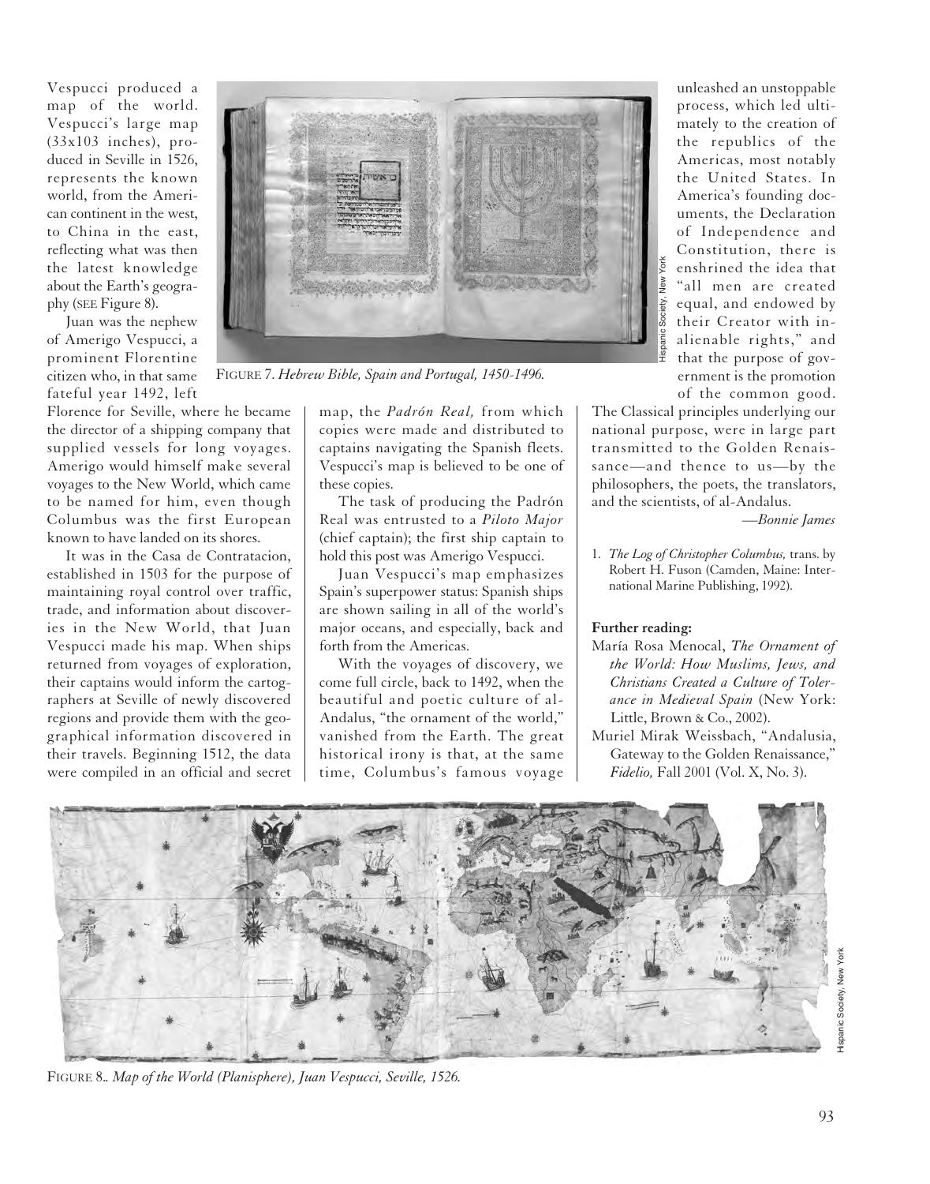Vespucci produced a map of the world. Vespucci's large map (33x103 inches), produced in Seville in 1526, represents the known world, from the American continent in the west, to China in the east, reflecting what was then the latest knowledge about the Earth's geography (SEE Figure 8).

Juan was the nephew of Amerigo Vespucci, a prominent Florentine citizen who, in that same fateful year 1492, left Florence for Seville, where he became the director of a shipping company that supplied vessels for long voyages. Amerigo would himself make several voyages to the New World, which came to be named for him, even though Columbus was the first European known to have landed on its shores.

It was in the Casa de Contratacion, established in 1503 for the purpose of maintaining royal control over traffic, trade, and information about discoveries in the New World, that Juan Vespucci made his map. When ships returned from voyages of exploration, their captains would inform the cartographers at Seville of newly discovered regions and provide them with the geographical information discovered in their travels. Beginning 1512, the data were compiled in an official and secret map, the *Padrón Real,* from which copies were made and distributed to captains navigating the Spanish fleets. Vespucci's map is believed to be one of these copies.

FIGURE 7. *Hebrew Bible, Spain and Portugal, 1450-1496.*

The task of producing the Padrón Real was entrusted to a *Piloto Major* (chief captain); the first ship captain to hold this post was Amerigo Vespucci.

Juan Vespucci's map emphasizes Spain's superpower status: Spanish ships are shown sailing in all of the world's major oceans, and especially, back and forth from the Americas.

With the voyages of discovery, we come full circle, back to 1492, when the beautiful and poetic culture of al-Andalus, "the ornament of the world," vanished from the Earth. The great historical irony is that, at the same time, Columbus's famous voyage unleashed an unstoppable process, which led ultimately to the creation of the republics of the Americas, most notably the United States. In America's founding documents, the Declaration of Independence and Constitution, there is enshrined the idea that "all men are created equal, and endowed by their Creator with inalienable rights," and that the purpose of government is the promotion of the common good. The Classical principles underlying our national purpose, were in large part transmitted to the Golden Renaissance—and thence to us—by the philosophers, the poets, the translators, and the scientists, of al-Andalus.

*—Bonnie James*

1. *The Log of Christopher Columbus,* trans. by Robert H. Fuson (Camden, Maine: International Marine Publishing, 1992).

**Further reading:**

María Rosa Menocal, *The Ornament of the World: How Muslims, Jews, and Christians Created a Culture of Tolerance in Medieval Spain* (New York: Little, Brown & Co., 2002).

Muriel Mirak Weissbach, "Andalusia, Gateway to the Golden Renaissance," *Fidelio,* Fall 2001 (Vol. X, No. 3).

FIGURE 8.. *Map of the World (Planisphere), Juan Vespucci, Seville, 1526.*